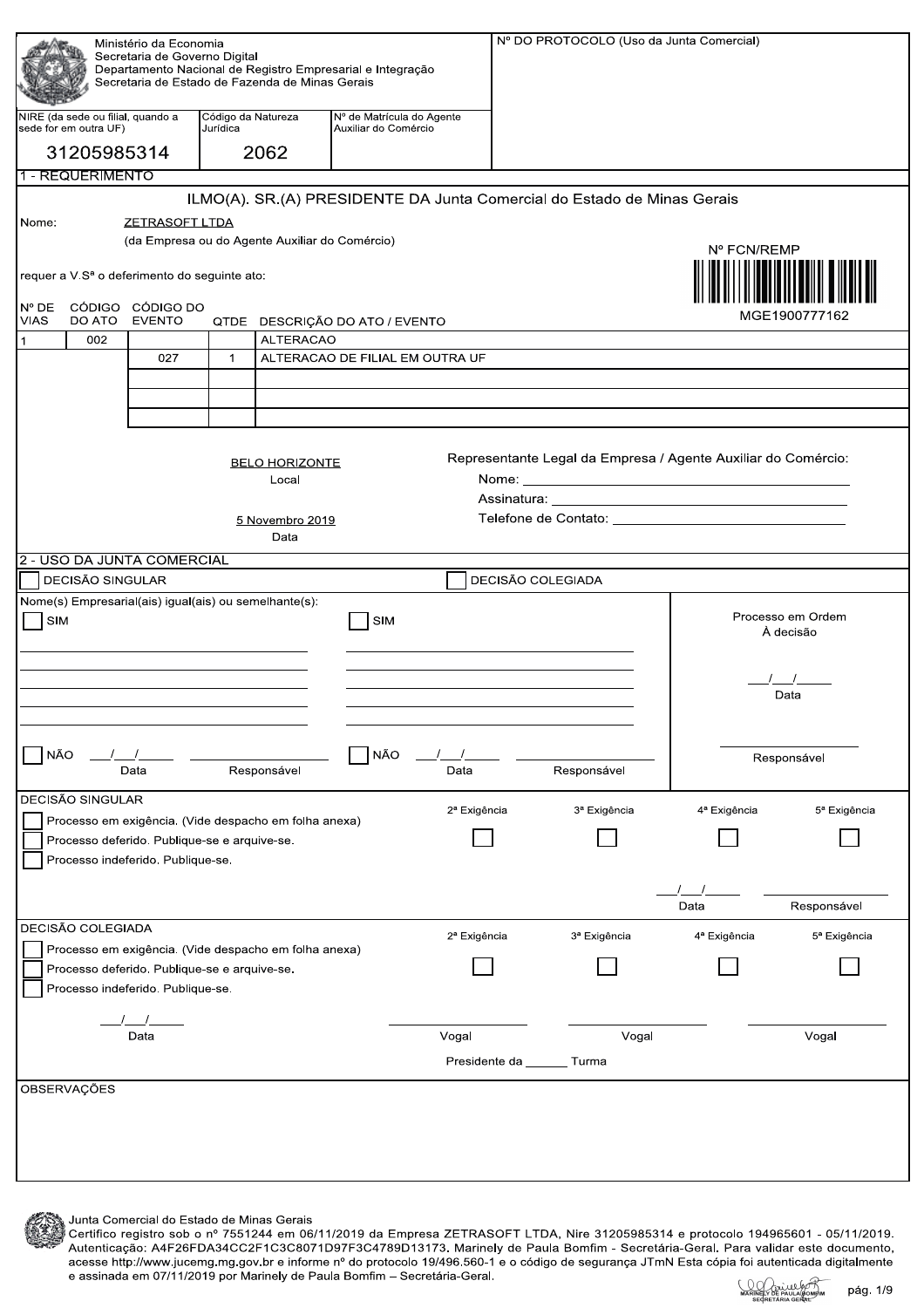Ministério da Economia
Secretaria de Governo Digital
Departamento Nacional de Registro Empresarial e Integração
Secretaria de Estado de Fazenda de Minas Gerais

Nº DO PROTOCOLO (Uso da Junta Comercial)

| NIRE (da sede ou filial, quando a sede for em outra UF) | Código da Natureza Jurídica | Nº de Matrícula do Agente Auxiliar do Comércio |
|---|---|---|
| 31205985314 | 2062 | |

## 1 - REQUERIMENTO

ILMO(A). SR.(A) PRESIDENTE DA Junta Comercial do Estado de Minas Gerais

Nome: ZETRASOFT LTDA
(da Empresa ou do Agente Auxiliar do Comércio)

Nº FCN/REMP
MGE1900777162

requer a V.Sª o deferimento do seguinte ato:

| Nº DE VIAS | CÓDIGO DO ATO | CÓDIGO DO EVENTO | QTDE | DESCRIÇÃO DO ATO / EVENTO |
|---|---|---|---|---|
| 1 | 002 | | | ALTERACAO |
| | | 027 | 1 | ALTERACAO DE FILIAL EM OUTRA UF |
| | | | | |
| | | | | |
| | | | | |

BELO HORIZONTE
Local

5 Novembro 2019
Data

Representante Legal da Empresa / Agente Auxiliar do Comércio:
Nome: ______________________
Assinatura: ______________________
Telefone de Contato: ______________________

## 2 - USO DA JUNTA COMERCIAL

☐ DECISÃO SINGULAR ☐ DECISÃO COLEGIADA

Nome(s) Empresarial(ais) igual(ais) ou semelhante(s):

☐ SIM ☐ SIM

☐ NÃO \_\_/\_\_/\_\_\_\_ Data \_\_\_\_\_\_\_\_ Responsável ☐ NÃO \_\_/\_\_/\_\_\_\_ Data \_\_\_\_\_\_\_\_ Responsável

Processo em Ordem
À decisão

\_\_/\_\_/\_\_\_\_
Data

\_\_\_\_\_\_\_\_\_\_
Responsável

DECISÃO SINGULAR

☐ Processo em exigência. (Vide despacho em folha anexa)
☐ Processo deferido. Publique-se e arquive-se.
☐ Processo indeferido. Publique-se.

☐ 2ª Exigência ☐ 3ª Exigência ☐ 4ª Exigência ☐ 5ª Exigência

\_\_/\_\_/\_\_\_\_ Data \_\_\_\_\_\_\_\_ Responsável

DECISÃO COLEGIADA

☐ Processo em exigência. (Vide despacho em folha anexa)
☐ Processo deferido. Publique-se e arquive-se.
☐ Processo indeferido. Publique-se.

☐ 2ª Exigência ☐ 3ª Exigência ☐ 4ª Exigência ☐ 5ª Exigência

\_\_/\_\_/\_\_\_\_ Data

\_\_\_\_\_\_\_\_ Vogal \_\_\_\_\_\_\_\_ Vogal \_\_\_\_\_\_\_\_ Vogal

Presidente da \_\_\_\_\_\_ Turma

OBSERVAÇÕES

Junta Comercial do Estado de Minas Gerais
Certifico registro sob o nº 7551244 em 06/11/2019 da Empresa ZETRASOFT LTDA, Nire 31205985314 e protocolo 194965601 - 05/11/2019. Autenticação: A4F26FDA34CC2F1C3C8071D97F3C4789D13173. Marinely de Paula Bomfim - Secretária-Geral. Para validar este documento, acesse http://www.jucemg.mg.gov.br e informe nº do protocolo 19/496.560-1 e o código de segurança JTmN Esta cópia foi autenticada digitalmente e assinada em 07/11/2019 por Marinely de Paula Bomfim – Secretária-Geral.

MARINELY DE PAULA BOMFIM
SECRETÁRIA GERAL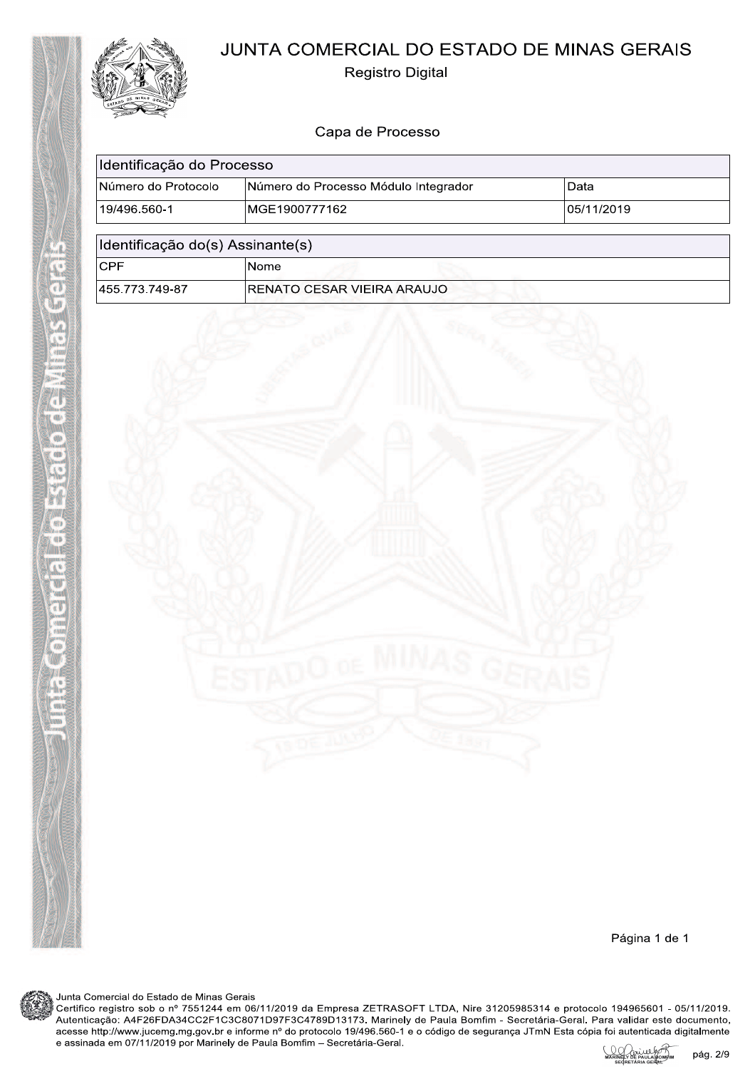# JUNTA COMERCIAL DO ESTADO DE MINAS GERAIS

Registro Digital

## Capa de Processo

| Identificação do Processo | | |
|---|---|---|
| Número do Protocolo | Número do Processo Módulo Integrador | Data |
| 19/496.560-1 | MGE1900777162 | 05/11/2019 |

| Identificação do(s) Assinante(s) | |
|---|---|
| CPF | Nome |
| 455.773.749-87 | RENATO CESAR VIEIRA ARAUJO |

Junta Comercial do Estado de Minas Gerais
Certifico registro sob o nº 7551244 em 06/11/2019 da Empresa ZETRASOFT LTDA, Nire 31205985314 e protocolo 194965601 - 05/11/2019. Autenticação: A4F26FDA34CC2F1C3C8071D97F3C4789D13173. Marinely de Paula Bomfim - Secretária-Geral. Para validar este documento, acesse http://www.jucemg.mg.gov.br e informe nº do protocolo 19/496.560-1 e o código de segurança JTmN Esta cópia foi autenticada digitalmente e assinada em 07/11/2019 por Marinely de Paula Bomfim – Secretária-Geral.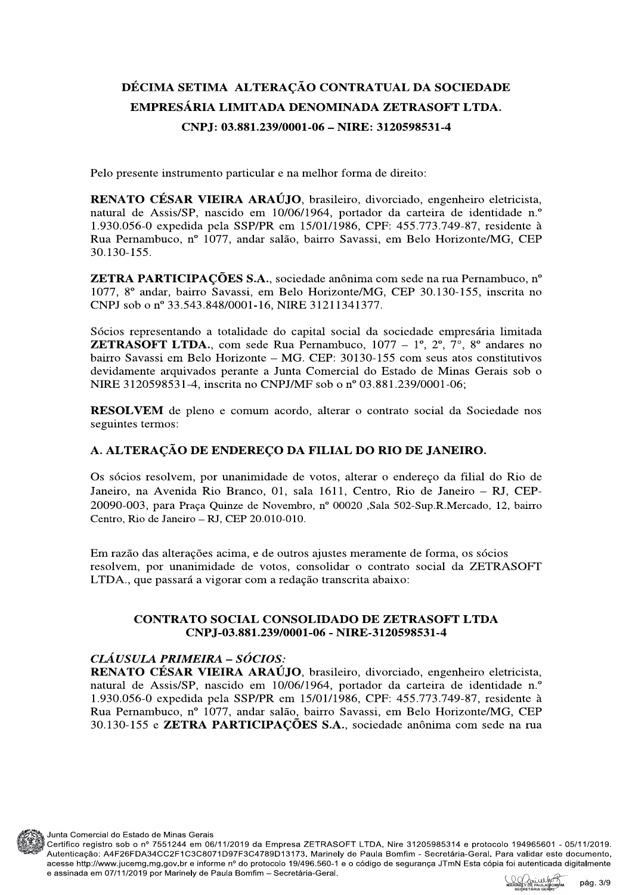# DÉCIMA SETIMA ALTERAÇÃO CONTRATUAL DA SOCIEDADE EMPRESÁRIA LIMITADA DENOMINADA ZETRASOFT LTDA.

## CNPJ: 03.881.239/0001-06 – NIRE: 3120598531-4

Pelo presente instrumento particular e na melhor forma de direito:

**RENATO CÉSAR VIEIRA ARAÚJO**, brasileiro, divorciado, engenheiro eletricista, natural de Assis/SP, nascido em 10/06/1964, portador da carteira de identidade n.º 1.930.056-0 expedida pela SSP/PR em 15/01/1986, CPF: 455.773.749-87, residente à Rua Pernambuco, nº 1077, andar salão, bairro Savassi, em Belo Horizonte/MG, CEP 30.130-155.

**ZETRA PARTICIPAÇÕES S.A.**, sociedade anônima com sede na rua Pernambuco, nº 1077, 8º andar, bairro Savassi, em Belo Horizonte/MG, CEP 30.130-155, inscrita no CNPJ sob o nº 33.543.848/0001-16, NIRE 31211341377.

Sócios representando a totalidade do capital social da sociedade empresária limitada **ZETRASOFT LTDA.**, com sede Rua Pernambuco, 1077 – 1º, 2º, 7º, 8º andares no bairro Savassi em Belo Horizonte – MG. CEP: 30130-155 com seus atos constitutivos devidamente arquivados perante a Junta Comercial do Estado de Minas Gerais sob o NIRE 3120598531-4, inscrita no CNPJ/MF sob o nº 03.881.239/0001-06;

**RESOLVEM** de pleno e comum acordo, alterar o contrato social da Sociedade nos seguintes termos:

### A. ALTERAÇÃO DE ENDEREÇO DA FILIAL DO RIO DE JANEIRO.

Os sócios resolvem, por unanimidade de votos, alterar o endereço da filial do Rio de Janeiro, na Avenida Rio Branco, 01, sala 1611, Centro, Rio de Janeiro – RJ, CEP-20090-003, para Praça Quinze de Novembro, nº 00020 ,Sala 502-Sup.R.Mercado, 12, bairro Centro, Rio de Janeiro – RJ, CEP 20.010-010.

Em razão das alterações acima, e de outros ajustes meramente de forma, os sócios resolvem, por unanimidade de votos, consolidar o contrato social da ZETRASOFT LTDA., que passará a vigorar com a redação transcrita abaixo:

## CONTRATO SOCIAL CONSOLIDADO DE ZETRASOFT LTDA CNPJ-03.881.239/0001-06 - NIRE-3120598531-4

***CLÁUSULA PRIMEIRA – SÓCIOS:***

**RENATO CÉSAR VIEIRA ARAÚJO**, brasileiro, divorciado, engenheiro eletricista, natural de Assis/SP, nascido em 10/06/1964, portador da carteira de identidade n.º 1.930.056-0 expedida pela SSP/PR em 15/01/1986, CPF: 455.773.749-87, residente à Rua Pernambuco, nº 1077, andar salão, bairro Savassi, em Belo Horizonte/MG, CEP 30.130-155 e **ZETRA PARTICIPAÇÕES S.A.**, sociedade anônima com sede na rua

Junta Comercial do Estado de Minas Gerais
Certifico registro sob o nº 7551244 em 06/11/2019 da Empresa ZETRASOFT LTDA, Nire 31205985314 e protocolo 194965601 - 05/11/2019. Autenticação: A4F26FDA34CC2F1C3C8071D97F3C4789D13173. Marinely de Paula Bomfim - Secretária-Geral. Para validar este documento, acesse http://www.jucemg.mg.gov.br e informe nº do protocolo 19/496.560-1 e o código de segurança JTmN Esta cópia foi autenticada digitalmente e assinada em 07/11/2019 por Marinely de Paula Bomfim – Secretária-Geral.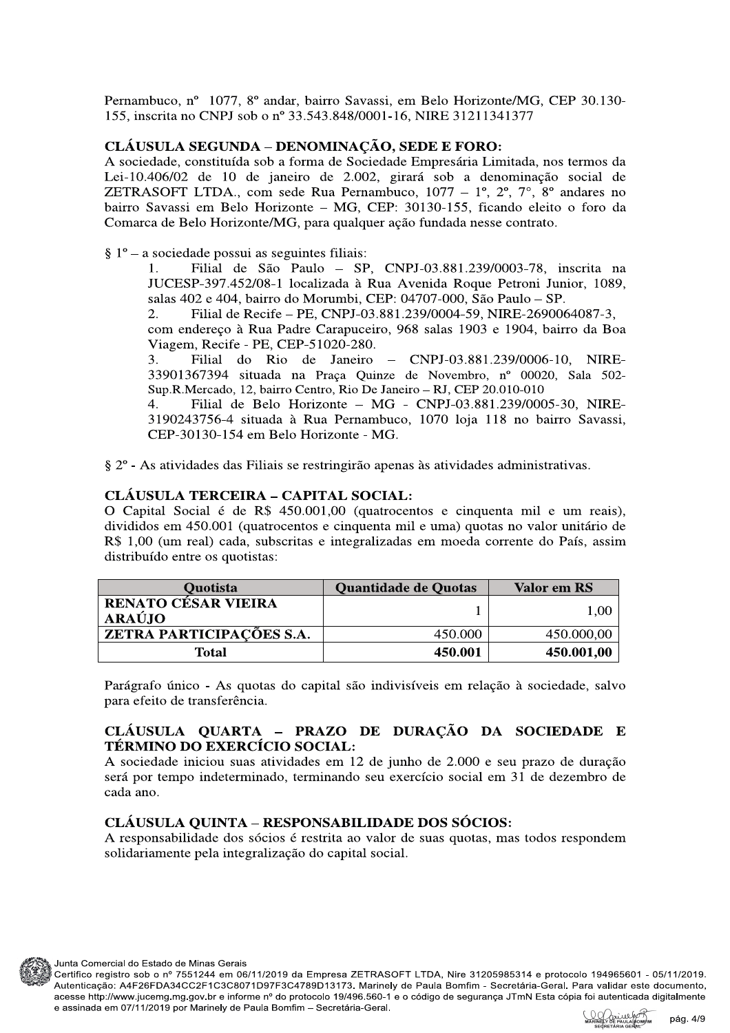Pernambuco, nº 1077, 8º andar, bairro Savassi, em Belo Horizonte/MG, CEP 30.130-155, inscrita no CNPJ sob o nº 33.543.848/0001-16, NIRE 31211341377

## CLÁUSULA SEGUNDA – DENOMINAÇÃO, SEDE E FORO:

A sociedade, constituída sob a forma de Sociedade Empresária Limitada, nos termos da Lei-10.406/02 de 10 de janeiro de 2.002, girará sob a denominação social de ZETRASOFT LTDA., com sede Rua Pernambuco, 1077 – 1º, 2º, 7°, 8º andares no bairro Savassi em Belo Horizonte – MG, CEP: 30130-155, ficando eleito o foro da Comarca de Belo Horizonte/MG, para qualquer ação fundada nesse contrato.

§ 1º – a sociedade possui as seguintes filiais:

1. Filial de São Paulo – SP, CNPJ-03.881.239/0003-78, inscrita na JUCESP-397.452/08-1 localizada à Rua Avenida Roque Petroni Junior, 1089, salas 402 e 404, bairro do Morumbi, CEP: 04707-000, São Paulo – SP.
2. Filial de Recife – PE, CNPJ-03.881.239/0004-59, NIRE-2690064087-3, com endereço à Rua Padre Carapuceiro, 968 salas 1903 e 1904, bairro da Boa Viagem, Recife - PE, CEP-51020-280.
3. Filial do Rio de Janeiro – CNPJ-03.881.239/0006-10, NIRE-33901367394 situada na Praça Quinze de Novembro, nº 00020, Sala 502-Sup.R.Mercado, 12, bairro Centro, Rio De Janeiro – RJ, CEP 20.010-010
4. Filial de Belo Horizonte – MG - CNPJ-03.881.239/0005-30, NIRE-3190243756-4 situada à Rua Pernambuco, 1070 loja 118 no bairro Savassi, CEP-30130-154 em Belo Horizonte - MG.

§ 2º - As atividades das Filiais se restringirão apenas às atividades administrativas.

## CLÁUSULA TERCEIRA – CAPITAL SOCIAL:

O Capital Social é de R$ 450.001,00 (quatrocentos e cinquenta mil e um reais), divididos em 450.001 (quatrocentos e cinquenta mil e uma) quotas no valor unitário de R$ 1,00 (um real) cada, subscritas e integralizadas em moeda corrente do País, assim distribuído entre os quotistas:

| Quotista | Quantidade de Quotas | Valor em RS |
|---|---|---|
| **RENATO CÉSAR VIEIRA ARAÚJO** | 1 | 1,00 |
| **ZETRA PARTICIPAÇÕES S.A.** | 450.000 | 450.000,00 |
| **Total** | **450.001** | **450.001,00** |

Parágrafo único - As quotas do capital são indivisíveis em relação à sociedade, salvo para efeito de transferência.

## CLÁUSULA QUARTA – PRAZO DE DURAÇÃO DA SOCIEDADE E TÉRMINO DO EXERCÍCIO SOCIAL:

A sociedade iniciou suas atividades em 12 de junho de 2.000 e seu prazo de duração será por tempo indeterminado, terminando seu exercício social em 31 de dezembro de cada ano.

## CLÁUSULA QUINTA – RESPONSABILIDADE DOS SÓCIOS:

A responsabilidade dos sócios é restrita ao valor de suas quotas, mas todos respondem solidariamente pela integralização do capital social.

Junta Comercial do Estado de Minas Gerais
Certifico registro sob o nº 7551244 em 06/11/2019 da Empresa ZETRASOFT LTDA, Nire 31205985314 e protocolo 194965601 - 05/11/2019. Autenticação: A4F26FDA34CC2F1C3C8071D97F3C4789D13173. Marinely de Paula Bomfim - Secretária-Geral. Para validar este documento, acesse http://www.jucemg.mg.gov.br e informe nº do protocolo 19/496.560-1 e o código de segurança JTmN Esta cópia foi autenticada digitalmente e assinada em 07/11/2019 por Marinely de Paula Bomfim – Secretária-Geral.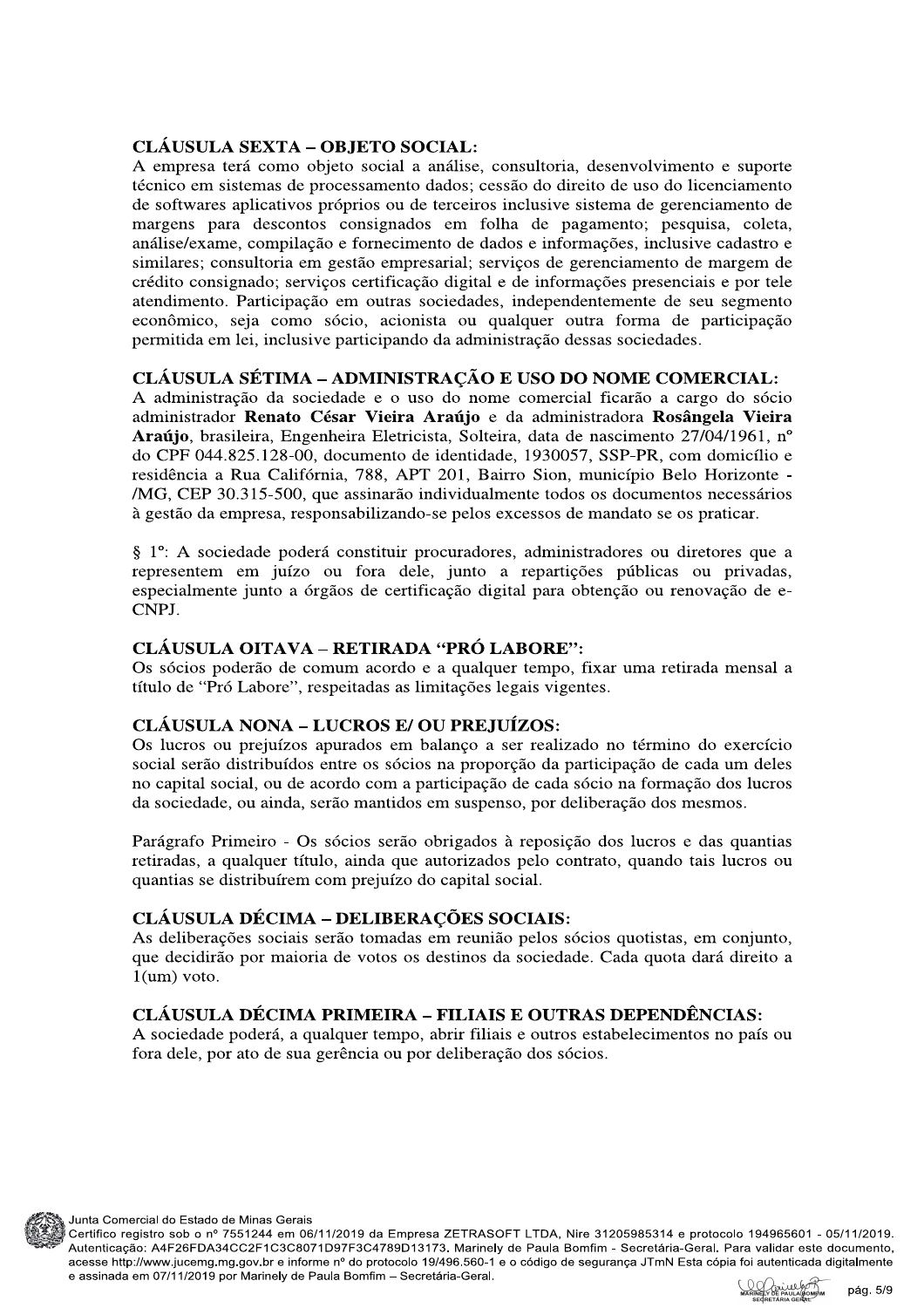**CLÁUSULA SEXTA – OBJETO SOCIAL:**
A empresa terá como objeto social a análise, consultoria, desenvolvimento e suporte técnico em sistemas de processamento dados; cessão do direito de uso do licenciamento de softwares aplicativos próprios ou de terceiros inclusive sistema de gerenciamento de margens para descontos consignados em folha de pagamento; pesquisa, coleta, análise/exame, compilação e fornecimento de dados e informações, inclusive cadastro e similares; consultoria em gestão empresarial; serviços de gerenciamento de margem de crédito consignado; serviços certificação digital e de informações presenciais e por tele atendimento. Participação em outras sociedades, independentemente de seu segmento econômico, seja como sócio, acionista ou qualquer outra forma de participação permitida em lei, inclusive participando da administração dessas sociedades.

**CLÁUSULA SÉTIMA – ADMINISTRAÇÃO E USO DO NOME COMERCIAL:**
A administração da sociedade e o uso do nome comercial ficarão a cargo do sócio administrador **Renato César Vieira Araújo** e da administradora **Rosângela Vieira Araújo**, brasileira, Engenheira Eletricista, Solteira, data de nascimento 27/04/1961, nº do CPF 044.825.128-00, documento de identidade, 1930057, SSP-PR, com domicílio e residência a Rua Califórnia, 788, APT 201, Bairro Sion, município Belo Horizonte - /MG, CEP 30.315-500, que assinarão individualmente todos os documentos necessários à gestão da empresa, responsabilizando-se pelos excessos de mandato se os praticar.

§ 1º: A sociedade poderá constituir procuradores, administradores ou diretores que a representem em juízo ou fora dele, junto a repartições públicas ou privadas, especialmente junto a órgãos de certificação digital para obtenção ou renovação de e-CNPJ.

**CLÁUSULA OITAVA – RETIRADA "PRÓ LABORE":**
Os sócios poderão de comum acordo e a qualquer tempo, fixar uma retirada mensal a título de "Pró Labore", respeitadas as limitações legais vigentes.

**CLÁUSULA NONA – LUCROS E/ OU PREJUÍZOS:**
Os lucros ou prejuízos apurados em balanço a ser realizado no término do exercício social serão distribuídos entre os sócios na proporção da participação de cada um deles no capital social, ou de acordo com a participação de cada sócio na formação dos lucros da sociedade, ou ainda, serão mantidos em suspenso, por deliberação dos mesmos.

Parágrafo Primeiro - Os sócios serão obrigados à reposição dos lucros e das quantias retiradas, a qualquer título, ainda que autorizados pelo contrato, quando tais lucros ou quantias se distribuírem com prejuízo do capital social.

**CLÁUSULA DÉCIMA – DELIBERAÇÕES SOCIAIS:**
As deliberações sociais serão tomadas em reunião pelos sócios quotistas, em conjunto, que decidirão por maioria de votos os destinos da sociedade. Cada quota dará direito a 1(um) voto.

**CLÁUSULA DÉCIMA PRIMEIRA – FILIAIS E OUTRAS DEPENDÊNCIAS:**
A sociedade poderá, a qualquer tempo, abrir filiais e outros estabelecimentos no país ou fora dele, por ato de sua gerência ou por deliberação dos sócios.

Junta Comercial do Estado de Minas Gerais
Certifico registro sob o nº 7551244 em 06/11/2019 da Empresa ZETRASOFT LTDA, Nire 31205985314 e protocolo 194965601 - 05/11/2019. Autenticação: A4F26FDA34CC2F1C3C8071D97F3C4789D13173. Marinely de Paula Bomfim - Secretária-Geral. Para validar este documento, acesse http://www.jucemg.mg.gov.br e informe nº do protocolo 19/496.560-1 e o código de segurança JTmN Esta cópia foi autenticada digitalmente e assinada em 07/11/2019 por Marinely de Paula Bomfim – Secretária-Geral.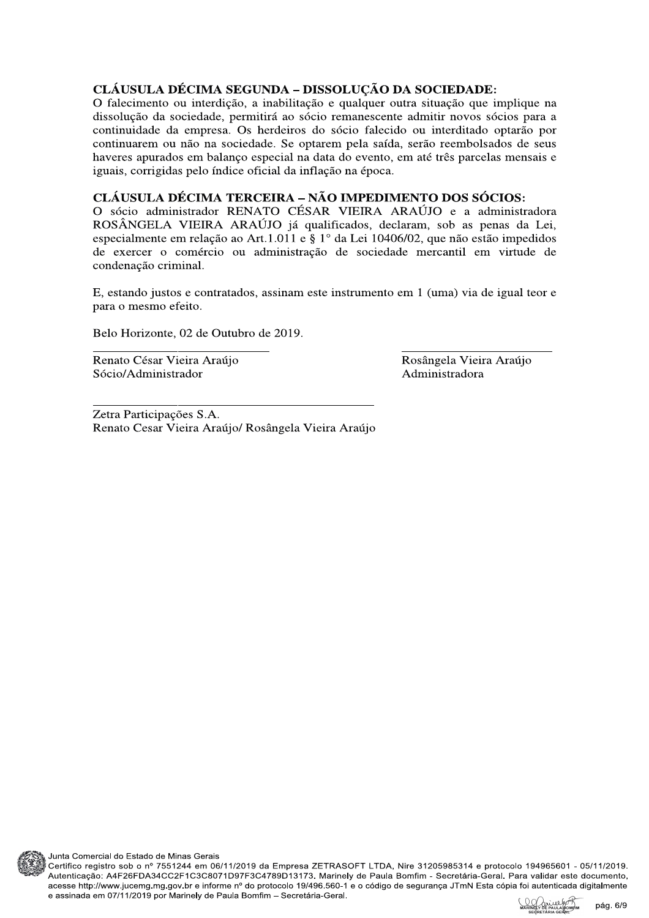## CLÁUSULA DÉCIMA SEGUNDA – DISSOLUÇÃO DA SOCIEDADE:

O falecimento ou interdição, a inabilitação e qualquer outra situação que implique na dissolução da sociedade, permitirá ao sócio remanescente admitir novos sócios para a continuidade da empresa. Os herdeiros do sócio falecido ou interditado optarão por continuarem ou não na sociedade. Se optarem pela saída, serão reembolsados de seus haveres apurados em balanço especial na data do evento, em até três parcelas mensais e iguais, corrigidas pelo índice oficial da inflação na época.

## CLÁUSULA DÉCIMA TERCEIRA – NÃO IMPEDIMENTO DOS SÓCIOS:

O sócio administrador RENATO CÉSAR VIEIRA ARAÚJO e a administradora ROSÂNGELA VIEIRA ARAÚJO já qualificados, declaram, sob as penas da Lei, especialmente em relação ao Art.1.011 e § 1° da Lei 10406/02, que não estão impedidos de exercer o comércio ou administração de sociedade mercantil em virtude de condenação criminal.

E, estando justos e contratados, assinam este instrumento em 1 (uma) via de igual teor e para o mesmo efeito.

Belo Horizonte, 02 de Outubro de 2019.

\_\_\_\_\_\_\_\_\_\_\_\_\_\_\_\_\_\_\_\_\_\_\_\_\_\_\_\_
Renato César Vieira Araújo
Sócio/Administrador

\_\_\_\_\_\_\_\_\_\_\_\_\_\_\_\_\_\_\_\_\_\_\_\_\_\_\_\_
Rosângela Vieira Araújo
Administradora

\_\_\_\_\_\_\_\_\_\_\_\_\_\_\_\_\_\_\_\_\_\_\_\_\_\_\_\_\_\_\_\_\_\_\_\_\_\_\_\_
Zetra Participações S.A.
Renato Cesar Vieira Araújo/ Rosângela Vieira Araújo

Junta Comercial do Estado de Minas Gerais
Certifico registro sob o nº 7551244 em 06/11/2019 da Empresa ZETRASOFT LTDA, Nire 31205985314 e protocolo 194965601 - 05/11/2019. Autenticação: A4F26FDA34CC2F1C3C8071D97F3C4789D13173. Marinely de Paula Bomfim - Secretária-Geral. Para validar este documento, acesse http://www.jucemg.mg.gov.br e informe nº do protocolo 19/496.560-1 e o código de segurança JTmN Esta cópia foi autenticada digitalmente e assinada em 07/11/2019 por Marinely de Paula Bomfim – Secretária-Geral.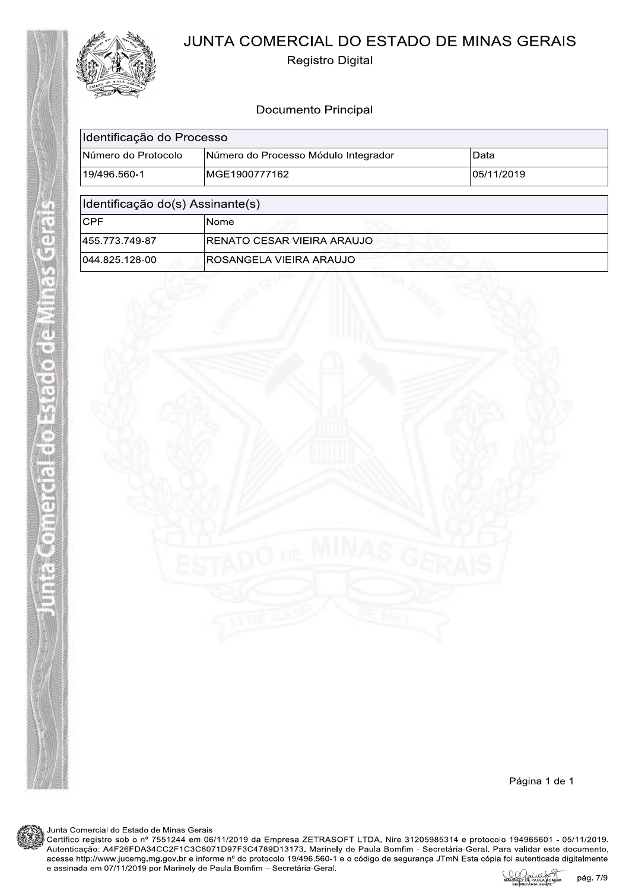# JUNTA COMERCIAL DO ESTADO DE MINAS GERAIS

Registro Digital

## Documento Principal

| Identificação do Processo | | |
|---|---|---|
| Número do Protocolo | Número do Processo Módulo Integrador | Data |
| 19/496.560-1 | MGE1900777162 | 05/11/2019 |

| Identificação do(s) Assinante(s) | |
|---|---|
| CPF | Nome |
| 455.773.749-87 | RENATO CESAR VIEIRA ARAUJO |
| 044.825.128-00 | ROSANGELA VIEIRA ARAUJO |

Página 1 de 1

Junta Comercial do Estado de Minas Gerais
Certifico registro sob o nº 7551244 em 06/11/2019 da Empresa ZETRASOFT LTDA, Nire 31205985314 e protocolo 194965601 - 05/11/2019. Autenticação: A4F26FDA34CC2F1C3C8071D97F3C4789D13173. Marinely de Paula Bomfim - Secretária-Geral. Para validar este documento, acesse http://www.jucemg.mg.gov.br e informe nº do protocolo 19/496.560-1 e o código de segurança JTmN Esta cópia foi autenticada digitalmente e assinada em 07/11/2019 por Marinely de Paula Bomfim – Secretária-Geral.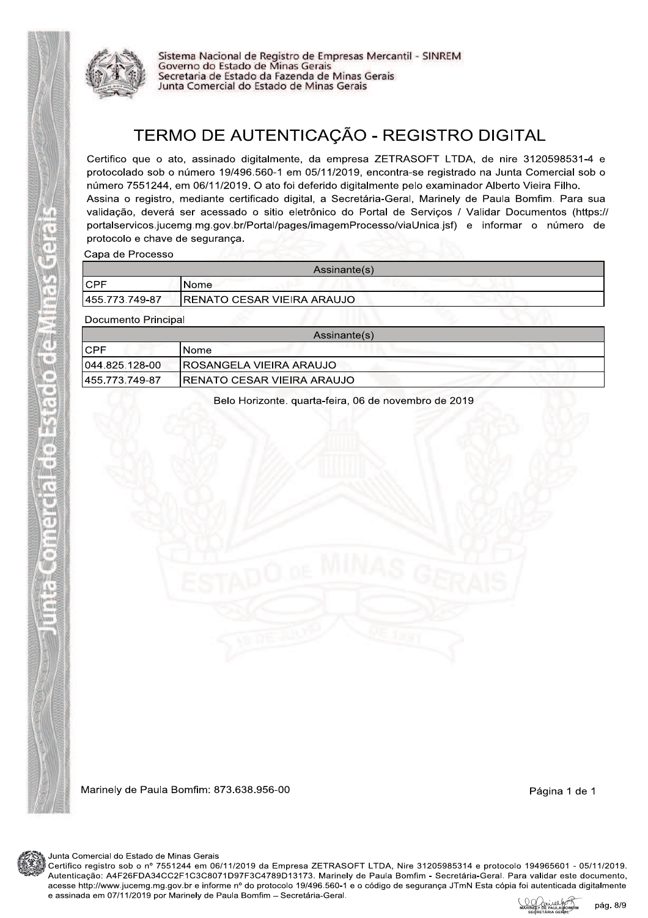Sistema Nacional de Registro de Empresas Mercantil - SINREM
Governo do Estado de Minas Gerais
Secretaria de Estado da Fazenda de Minas Gerais
Junta Comercial do Estado de Minas Gerais

# TERMO DE AUTENTICAÇÃO - REGISTRO DIGITAL

Certifico que o ato, assinado digitalmente, da empresa ZETRASOFT LTDA, de nire 3120598531-4 e protocolado sob o número 19/496.560-1 em 05/11/2019, encontra-se registrado na Junta Comercial sob o número 7551244, em 06/11/2019. O ato foi deferido digitalmente pelo examinador Alberto Vieira Filho.
Assina o registro, mediante certificado digital, a Secretária-Geral, Marinely de Paula Bomfim. Para sua validação, deverá ser acessado o sitio eletrônico do Portal de Serviços / Validar Documentos (https://portalservicos.jucemg.mg.gov.br/Portal/pages/imagemProcesso/viaUnica.jsf) e informar o número de protocolo e chave de segurança.

Capa de Processo

| Assinante(s) | |
|---|---|
| CPF | Nome |
| 455.773.749-87 | RENATO CESAR VIEIRA ARAUJO |

Documento Principal

| Assinante(s) | |
|---|---|
| CPF | Nome |
| 044.825.128-00 | ROSANGELA VIEIRA ARAUJO |
| 455.773.749-87 | RENATO CESAR VIEIRA ARAUJO |

Belo Horizonte. quarta-feira, 06 de novembro de 2019

Marinely de Paula Bomfim: 873.638.956-00

Junta Comercial do Estado de Minas Gerais
Certifico registro sob o nº 7551244 em 06/11/2019 da Empresa ZETRASOFT LTDA, Nire 31205985314 e protocolo 194965601 - 05/11/2019. Autenticação: A4F26FDA34CC2F1C3C8071D97F3C4789D13173. Marinely de Paula Bomfim - Secretária-Geral. Para validar este documento, acesse http://www.jucemg.mg.gov.br e informe nº do protocolo 19/496.560-1 e o código de segurança JTmN Esta cópia foi autenticada digitalmente e assinada em 07/11/2019 por Marinely de Paula Bomfim – Secretária-Geral.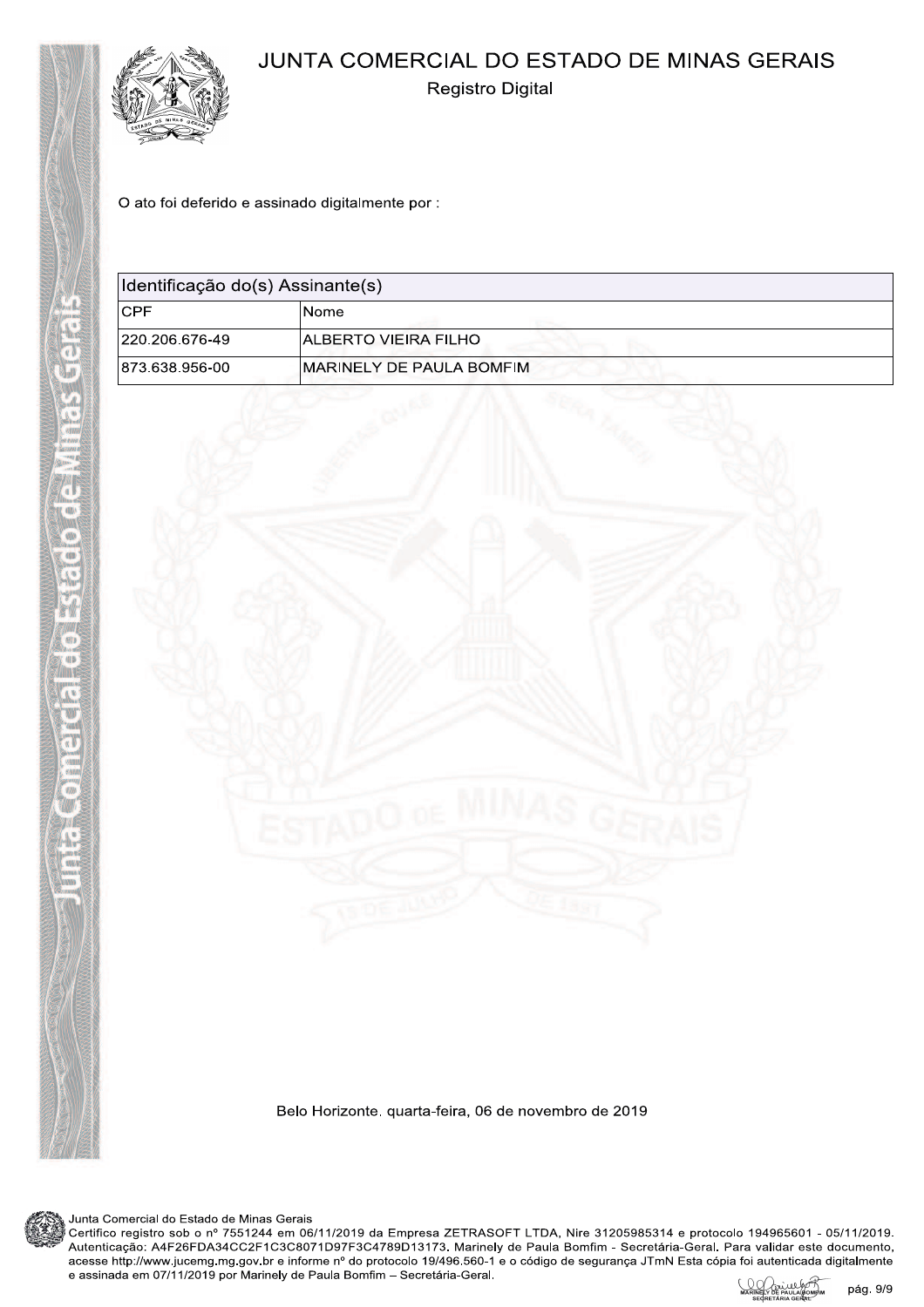# JUNTA COMERCIAL DO ESTADO DE MINAS GERAIS

Registro Digital

O ato foi deferido e assinado digitalmente por :

| Identificação do(s) Assinante(s) | |
|---|---|
| CPF | Nome |
| 220.206.676-49 | ALBERTO VIEIRA FILHO |
| 873.638.956-00 | MARINELY DE PAULA BOMFIM |

Belo Horizonte. quarta-feira, 06 de novembro de 2019

Junta Comercial do Estado de Minas Gerais

Certifico registro sob o nº 7551244 em 06/11/2019 da Empresa ZETRASOFT LTDA, Nire 31205985314 e protocolo 194965601 - 05/11/2019. Autenticação: A4F26FDA34CC2F1C3C8071D97F3C4789D13173. Marinely de Paula Bomfim - Secretária-Geral. Para validar este documento, acesse http://www.jucemg.mg.gov.br e informe nº do protocolo 19/496.560-1 e o código de segurança JTmN Esta cópia foi autenticada digitalmente e assinada em 07/11/2019 por Marinely de Paula Bomfim – Secretária-Geral.